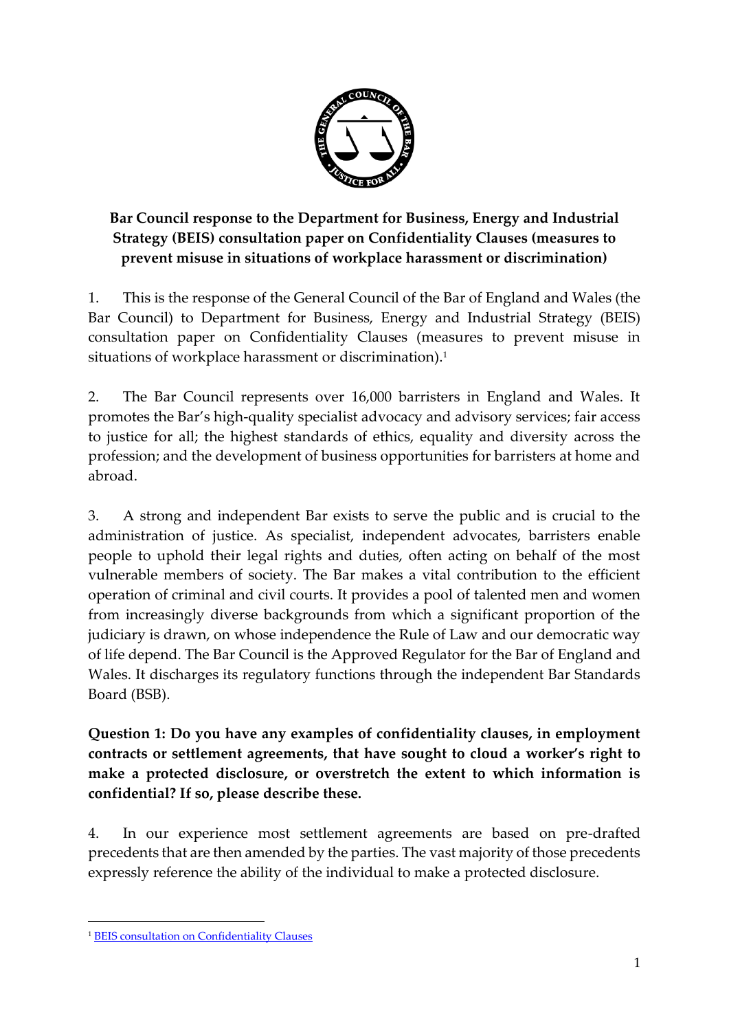**Bar Council response to the Department for Business, Energy and Industrial Strategy (BEIS) consultation paper on Confidentiality Clauses (measures to prevent misuse in situations of workplace harassment or discrimination)**

1. This is the response of the General Council of the Bar of England and Wales (the Bar Council) to Department for Business, Energy and Industrial Strategy (BEIS) consultation paper on Confidentiality Clauses (measures to prevent misuse in situations of workplace harassment or discrimination).[1]

2. The Bar Council represents over 16,000 barristers in England and Wales. It promotes the Bar's high-quality specialist advocacy and advisory services; fair access to justice for all; the highest standards of ethics, equality and diversity across the profession; and the development of business opportunities for barristers at home and abroad.

3. A strong and independent Bar exists to serve the public and is crucial to the administration of justice. As specialist, independent advocates, barristers enable people to uphold their legal rights and duties, often acting on behalf of the most vulnerable members of society. The Bar makes a vital contribution to the efficient operation of criminal and civil courts. It provides a pool of talented men and women from increasingly diverse backgrounds from which a significant proportion of the judiciary is drawn, on whose independence the Rule of Law and our democratic way of life depend. The Bar Council is the Approved Regulator for the Bar of England and Wales. It discharges its regulatory functions through the independent Bar Standards Board (BSB).

**Question 1: Do you have any examples of confidentiality clauses, in employment contracts or settlement agreements, that have sought to cloud a worker's right to make a protected disclosure, or overstretch the extent to which information is confidential? If so, please describe these.**

4. In our experience most settlement agreements are based on pre-drafted precedents that are then amended by the parties. The vast majority of those precedents expressly reference the ability of the individual to make a protected disclosure.

[1] BEIS consultation on Confidentiality Clauses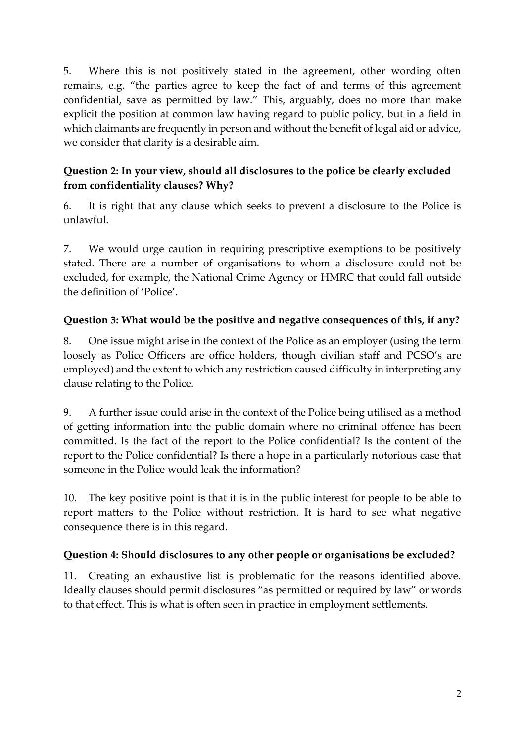5. Where this is not positively stated in the agreement, other wording often remains, e.g. "the parties agree to keep the fact of and terms of this agreement confidential, save as permitted by law." This, arguably, does no more than make explicit the position at common law having regard to public policy, but in a field in which claimants are frequently in person and without the benefit of legal aid or advice, we consider that clarity is a desirable aim.

**Question 2: In your view, should all disclosures to the police be clearly excluded from confidentiality clauses? Why?**

6. It is right that any clause which seeks to prevent a disclosure to the Police is unlawful.

7. We would urge caution in requiring prescriptive exemptions to be positively stated. There are a number of organisations to whom a disclosure could not be excluded, for example, the National Crime Agency or HMRC that could fall outside the definition of 'Police'.

**Question 3: What would be the positive and negative consequences of this, if any?**

8. One issue might arise in the context of the Police as an employer (using the term loosely as Police Officers are office holders, though civilian staff and PCSO's are employed) and the extent to which any restriction caused difficulty in interpreting any clause relating to the Police.

9. A further issue could arise in the context of the Police being utilised as a method of getting information into the public domain where no criminal offence has been committed. Is the fact of the report to the Police confidential? Is the content of the report to the Police confidential? Is there a hope in a particularly notorious case that someone in the Police would leak the information?

10. The key positive point is that it is in the public interest for people to be able to report matters to the Police without restriction. It is hard to see what negative consequence there is in this regard.

**Question 4: Should disclosures to any other people or organisations be excluded?**

11. Creating an exhaustive list is problematic for the reasons identified above. Ideally clauses should permit disclosures "as permitted or required by law" or words to that effect. This is what is often seen in practice in employment settlements.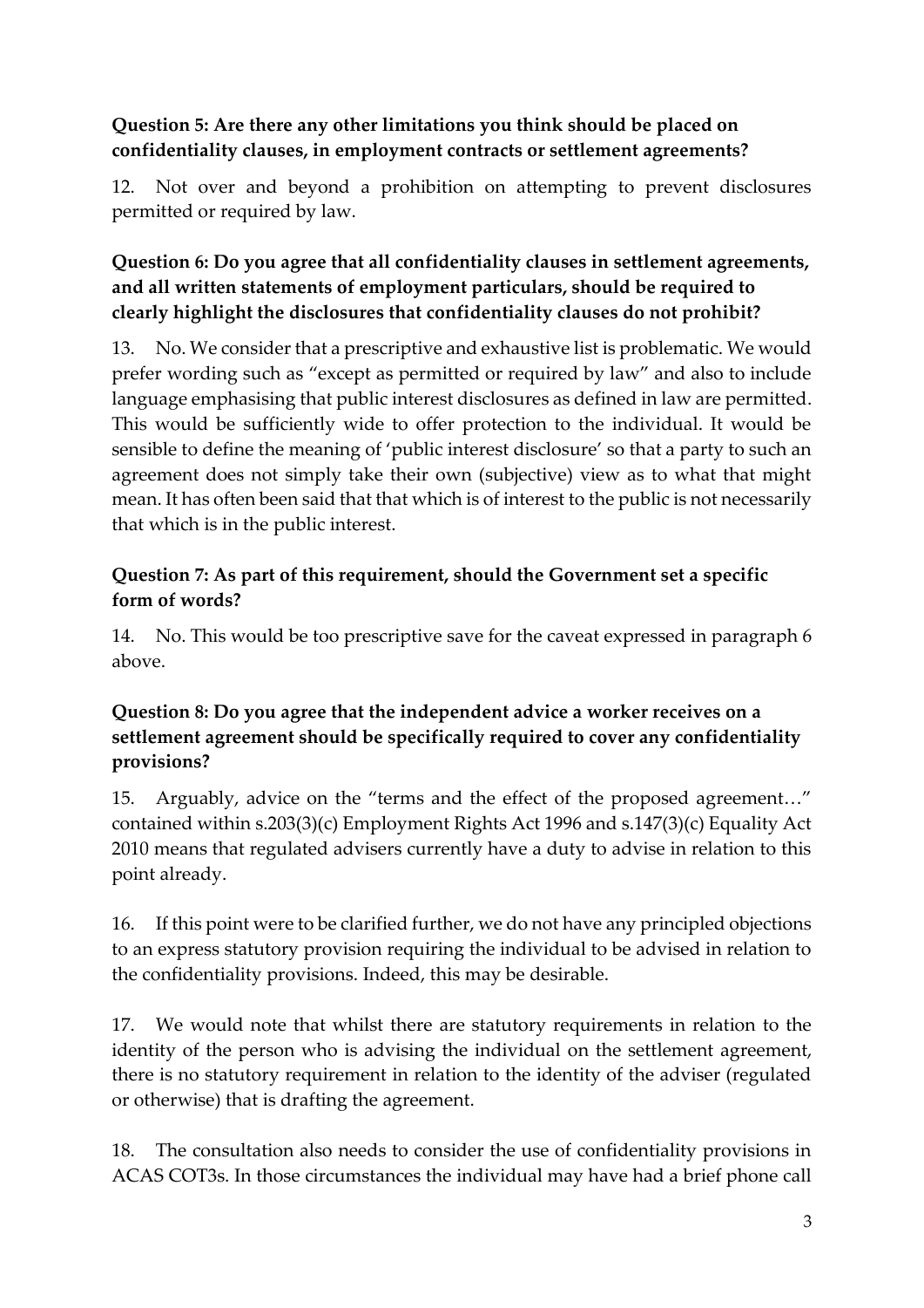**Question 5: Are there any other limitations you think should be placed on confidentiality clauses, in employment contracts or settlement agreements?**

12. Not over and beyond a prohibition on attempting to prevent disclosures permitted or required by law.

**Question 6: Do you agree that all confidentiality clauses in settlement agreements, and all written statements of employment particulars, should be required to clearly highlight the disclosures that confidentiality clauses do not prohibit?**

13. No. We consider that a prescriptive and exhaustive list is problematic. We would prefer wording such as "except as permitted or required by law" and also to include language emphasising that public interest disclosures as defined in law are permitted. This would be sufficiently wide to offer protection to the individual. It would be sensible to define the meaning of 'public interest disclosure' so that a party to such an agreement does not simply take their own (subjective) view as to what that might mean. It has often been said that that which is of interest to the public is not necessarily that which is in the public interest.

**Question 7: As part of this requirement, should the Government set a specific form of words?**

14. No. This would be too prescriptive save for the caveat expressed in paragraph 6 above.

**Question 8: Do you agree that the independent advice a worker receives on a settlement agreement should be specifically required to cover any confidentiality provisions?**

15. Arguably, advice on the "terms and the effect of the proposed agreement…" contained within s.203(3)(c) Employment Rights Act 1996 and s.147(3)(c) Equality Act 2010 means that regulated advisers currently have a duty to advise in relation to this point already.

16. If this point were to be clarified further, we do not have any principled objections to an express statutory provision requiring the individual to be advised in relation to the confidentiality provisions. Indeed, this may be desirable.

17. We would note that whilst there are statutory requirements in relation to the identity of the person who is advising the individual on the settlement agreement, there is no statutory requirement in relation to the identity of the adviser (regulated or otherwise) that is drafting the agreement.

18. The consultation also needs to consider the use of confidentiality provisions in ACAS COT3s. In those circumstances the individual may have had a brief phone call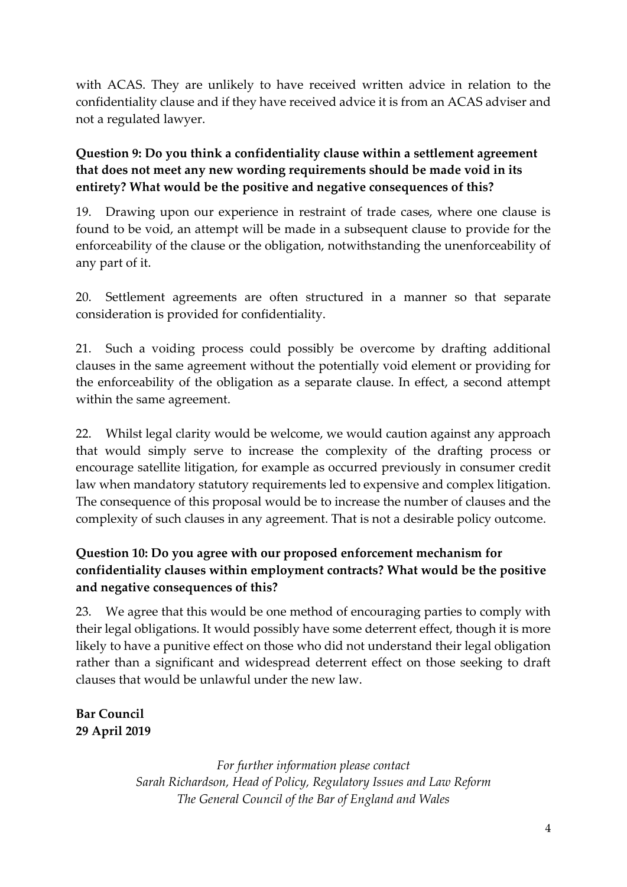with ACAS. They are unlikely to have received written advice in relation to the confidentiality clause and if they have received advice it is from an ACAS adviser and not a regulated lawyer.

**Question 9: Do you think a confidentiality clause within a settlement agreement that does not meet any new wording requirements should be made void in its entirety? What would be the positive and negative consequences of this?**

19. Drawing upon our experience in restraint of trade cases, where one clause is found to be void, an attempt will be made in a subsequent clause to provide for the enforceability of the clause or the obligation, notwithstanding the unenforceability of any part of it.

20. Settlement agreements are often structured in a manner so that separate consideration is provided for confidentiality.

21. Such a voiding process could possibly be overcome by drafting additional clauses in the same agreement without the potentially void element or providing for the enforceability of the obligation as a separate clause. In effect, a second attempt within the same agreement.

22. Whilst legal clarity would be welcome, we would caution against any approach that would simply serve to increase the complexity of the drafting process or encourage satellite litigation, for example as occurred previously in consumer credit law when mandatory statutory requirements led to expensive and complex litigation. The consequence of this proposal would be to increase the number of clauses and the complexity of such clauses in any agreement. That is not a desirable policy outcome.

**Question 10: Do you agree with our proposed enforcement mechanism for confidentiality clauses within employment contracts? What would be the positive and negative consequences of this?**

23. We agree that this would be one method of encouraging parties to comply with their legal obligations. It would possibly have some deterrent effect, though it is more likely to have a punitive effect on those who did not understand their legal obligation rather than a significant and widespread deterrent effect on those seeking to draft clauses that would be unlawful under the new law.

**Bar Council**
**29 April 2019**

*For further information please contact*
*Sarah Richardson, Head of Policy, Regulatory Issues and Law Reform*
*The General Council of the Bar of England and Wales*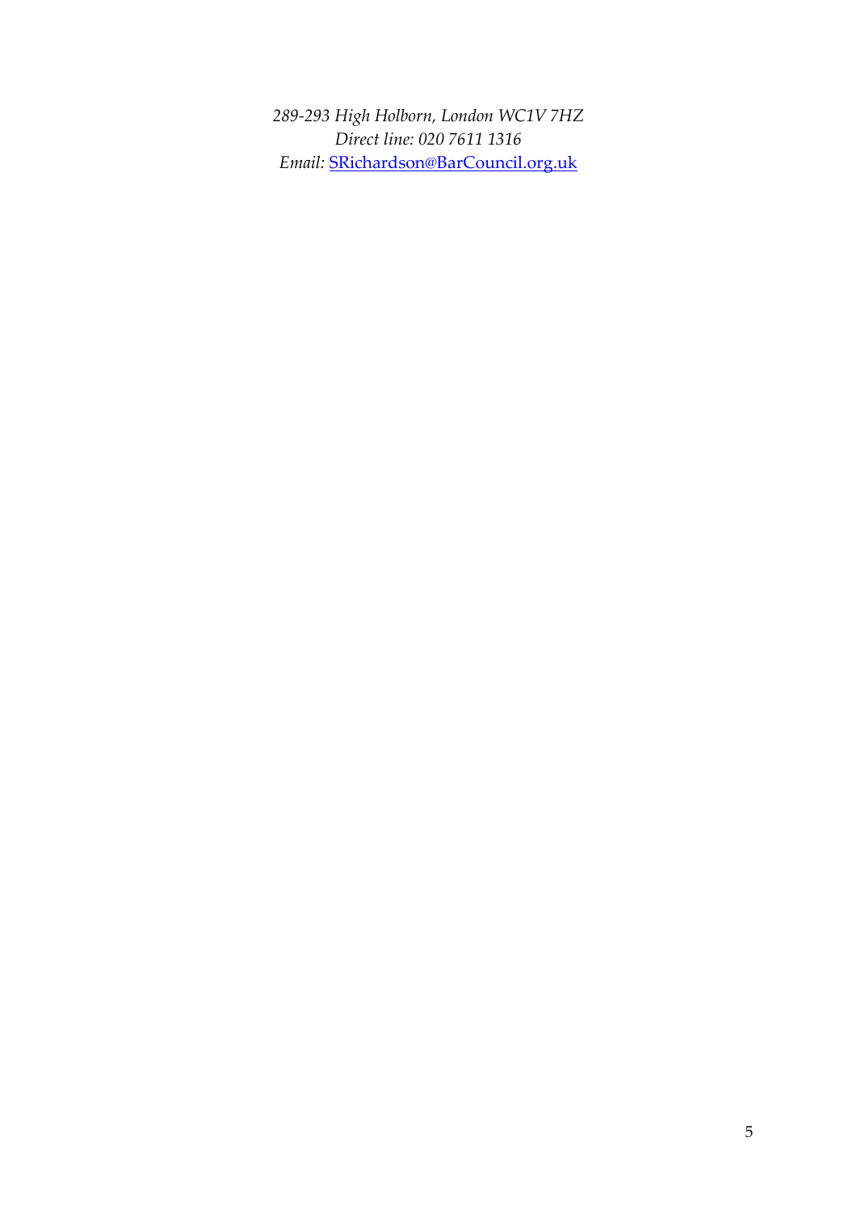*289-293 High Holborn, London WC1V 7HZ*
*Direct line: 020 7611 1316*
*Email:* SRichardson@BarCouncil.org.uk